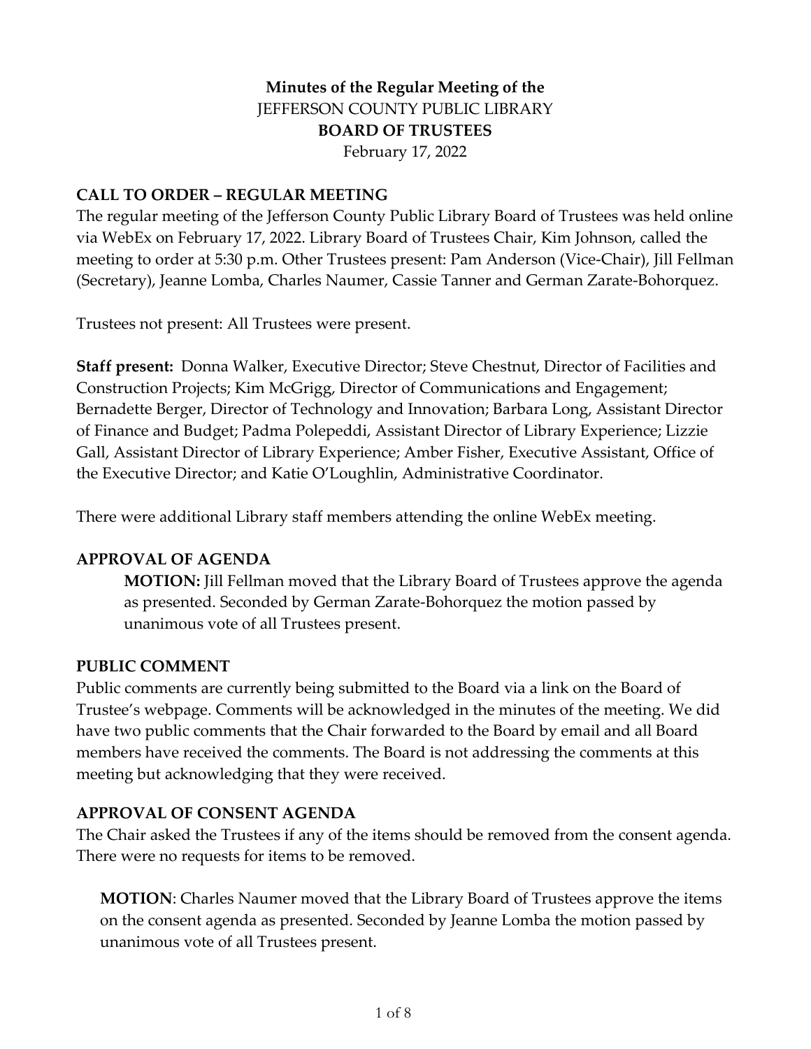**Minutes of the Regular Meeting of the**
JEFFERSON COUNTY PUBLIC LIBRARY
**BOARD OF TRUSTEES**
February 17, 2022

## CALL TO ORDER – REGULAR MEETING

The regular meeting of the Jefferson County Public Library Board of Trustees was held online via WebEx on February 17, 2022. Library Board of Trustees Chair, Kim Johnson, called the meeting to order at 5:30 p.m. Other Trustees present: Pam Anderson (Vice-Chair), Jill Fellman (Secretary), Jeanne Lomba, Charles Naumer, Cassie Tanner and German Zarate-Bohorquez.

Trustees not present: All Trustees were present.

**Staff present:** Donna Walker, Executive Director; Steve Chestnut, Director of Facilities and Construction Projects; Kim McGrigg, Director of Communications and Engagement; Bernadette Berger, Director of Technology and Innovation; Barbara Long, Assistant Director of Finance and Budget; Padma Polepeddi, Assistant Director of Library Experience; Lizzie Gall, Assistant Director of Library Experience; Amber Fisher, Executive Assistant, Office of the Executive Director; and Katie O'Loughlin, Administrative Coordinator.

There were additional Library staff members attending the online WebEx meeting.

## APPROVAL OF AGENDA

**MOTION:** Jill Fellman moved that the Library Board of Trustees approve the agenda as presented. Seconded by German Zarate-Bohorquez the motion passed by unanimous vote of all Trustees present.

## PUBLIC COMMENT

Public comments are currently being submitted to the Board via a link on the Board of Trustee's webpage. Comments will be acknowledged in the minutes of the meeting. We did have two public comments that the Chair forwarded to the Board by email and all Board members have received the comments. The Board is not addressing the comments at this meeting but acknowledging that they were received.

## APPROVAL OF CONSENT AGENDA

The Chair asked the Trustees if any of the items should be removed from the consent agenda. There were no requests for items to be removed.

**MOTION**: Charles Naumer moved that the Library Board of Trustees approve the items on the consent agenda as presented. Seconded by Jeanne Lomba the motion passed by unanimous vote of all Trustees present.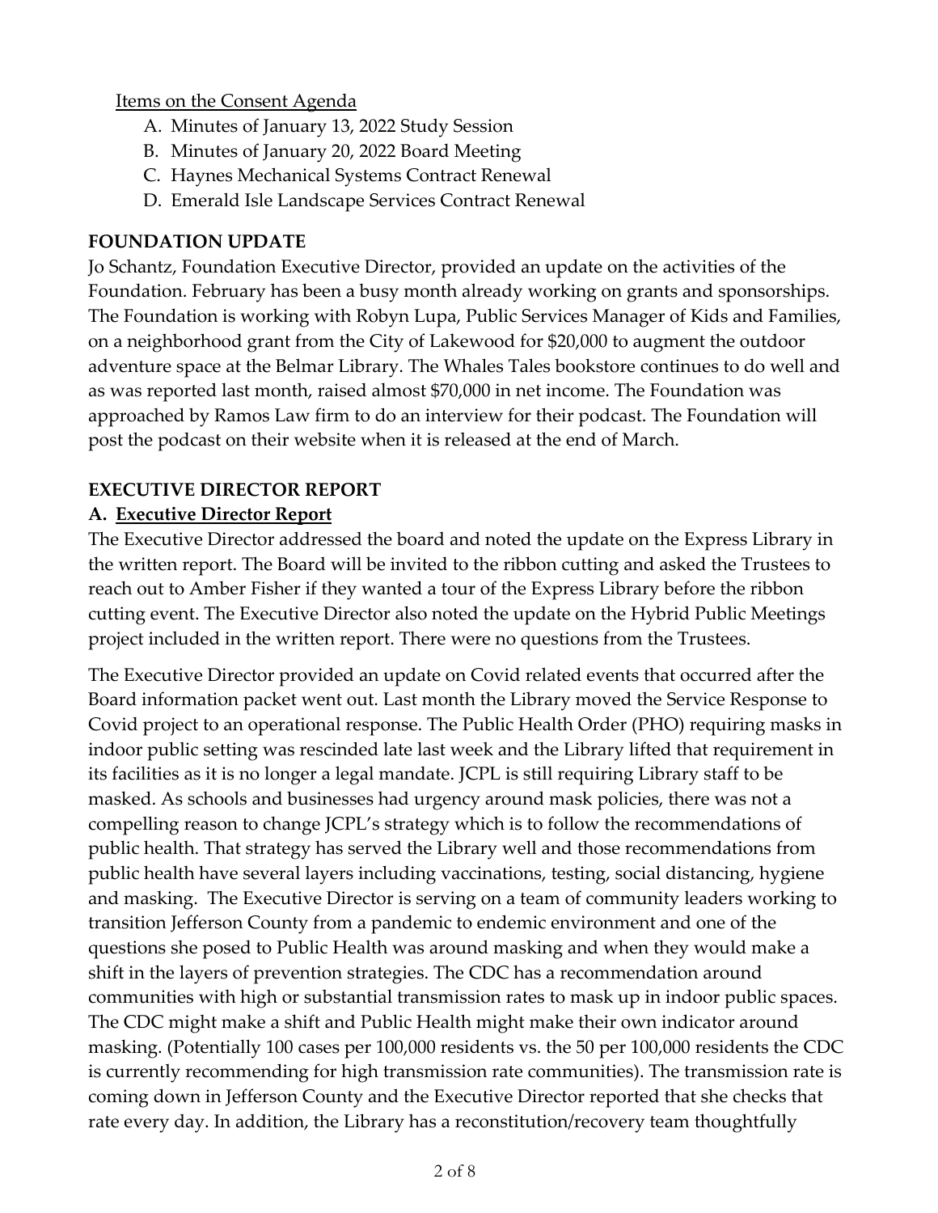Items on the Consent Agenda

A. Minutes of January 13, 2022 Study Session
B. Minutes of January 20, 2022 Board Meeting
C. Haynes Mechanical Systems Contract Renewal
D. Emerald Isle Landscape Services Contract Renewal

## FOUNDATION UPDATE

Jo Schantz, Foundation Executive Director, provided an update on the activities of the Foundation. February has been a busy month already working on grants and sponsorships. The Foundation is working with Robyn Lupa, Public Services Manager of Kids and Families, on a neighborhood grant from the City of Lakewood for $20,000 to augment the outdoor adventure space at the Belmar Library. The Whales Tales bookstore continues to do well and as was reported last month, raised almost $70,000 in net income. The Foundation was approached by Ramos Law firm to do an interview for their podcast. The Foundation will post the podcast on their website when it is released at the end of March.

## EXECUTIVE DIRECTOR REPORT

### A. Executive Director Report

The Executive Director addressed the board and noted the update on the Express Library in the written report. The Board will be invited to the ribbon cutting and asked the Trustees to reach out to Amber Fisher if they wanted a tour of the Express Library before the ribbon cutting event. The Executive Director also noted the update on the Hybrid Public Meetings project included in the written report. There were no questions from the Trustees.

The Executive Director provided an update on Covid related events that occurred after the Board information packet went out. Last month the Library moved the Service Response to Covid project to an operational response. The Public Health Order (PHO) requiring masks in indoor public setting was rescinded late last week and the Library lifted that requirement in its facilities as it is no longer a legal mandate. JCPL is still requiring Library staff to be masked. As schools and businesses had urgency around mask policies, there was not a compelling reason to change JCPL's strategy which is to follow the recommendations of public health. That strategy has served the Library well and those recommendations from public health have several layers including vaccinations, testing, social distancing, hygiene and masking. The Executive Director is serving on a team of community leaders working to transition Jefferson County from a pandemic to endemic environment and one of the questions she posed to Public Health was around masking and when they would make a shift in the layers of prevention strategies. The CDC has a recommendation around communities with high or substantial transmission rates to mask up in indoor public spaces. The CDC might make a shift and Public Health might make their own indicator around masking. (Potentially 100 cases per 100,000 residents vs. the 50 per 100,000 residents the CDC is currently recommending for high transmission rate communities). The transmission rate is coming down in Jefferson County and the Executive Director reported that she checks that rate every day. In addition, the Library has a reconstitution/recovery team thoughtfully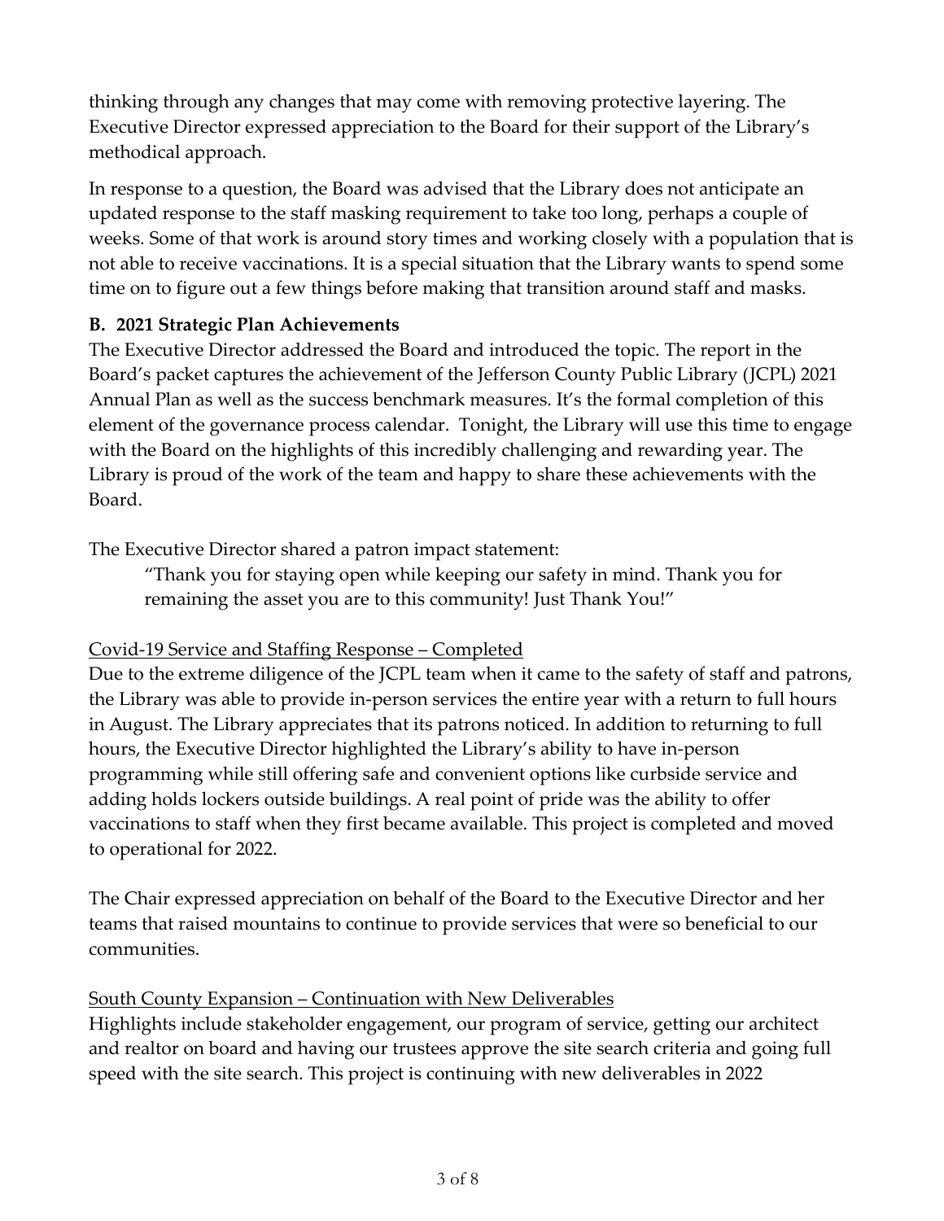thinking through any changes that may come with removing protective layering. The Executive Director expressed appreciation to the Board for their support of the Library's methodical approach.

In response to a question, the Board was advised that the Library does not anticipate an updated response to the staff masking requirement to take too long, perhaps a couple of weeks. Some of that work is around story times and working closely with a population that is not able to receive vaccinations. It is a special situation that the Library wants to spend some time on to figure out a few things before making that transition around staff and masks.

**B. 2021 Strategic Plan Achievements**

The Executive Director addressed the Board and introduced the topic. The report in the Board's packet captures the achievement of the Jefferson County Public Library (JCPL) 2021 Annual Plan as well as the success benchmark measures. It's the formal completion of this element of the governance process calendar. Tonight, the Library will use this time to engage with the Board on the highlights of this incredibly challenging and rewarding year. The Library is proud of the work of the team and happy to share these achievements with the Board.

The Executive Director shared a patron impact statement:

> "Thank you for staying open while keeping our safety in mind. Thank you for remaining the asset you are to this community! Just Thank You!"

<u>Covid-19 Service and Staffing Response – Completed</u>

Due to the extreme diligence of the JCPL team when it came to the safety of staff and patrons, the Library was able to provide in-person services the entire year with a return to full hours in August. The Library appreciates that its patrons noticed. In addition to returning to full hours, the Executive Director highlighted the Library's ability to have in-person programming while still offering safe and convenient options like curbside service and adding holds lockers outside buildings. A real point of pride was the ability to offer vaccinations to staff when they first became available. This project is completed and moved to operational for 2022.

The Chair expressed appreciation on behalf of the Board to the Executive Director and her teams that raised mountains to continue to provide services that were so beneficial to our communities.

<u>South County Expansion – Continuation with New Deliverables</u>

Highlights include stakeholder engagement, our program of service, getting our architect and realtor on board and having our trustees approve the site search criteria and going full speed with the site search. This project is continuing with new deliverables in 2022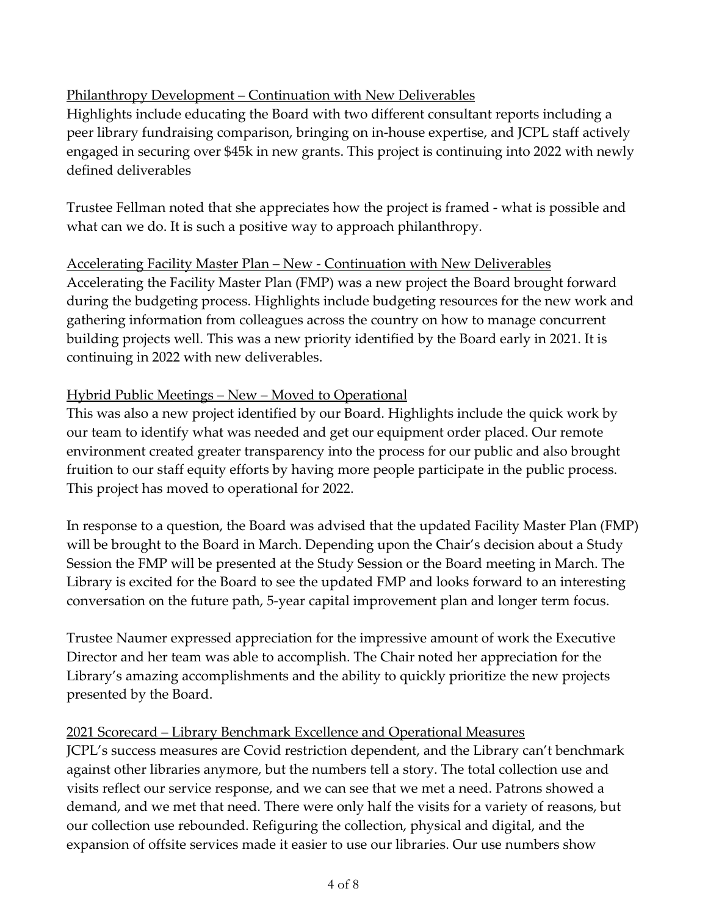<u>Philanthropy Development – Continuation with New Deliverables</u>
Highlights include educating the Board with two different consultant reports including a peer library fundraising comparison, bringing on in-house expertise, and JCPL staff actively engaged in securing over $45k in new grants. This project is continuing into 2022 with newly defined deliverables

Trustee Fellman noted that she appreciates how the project is framed - what is possible and what can we do. It is such a positive way to approach philanthropy.

<u>Accelerating Facility Master Plan – New - Continuation with New Deliverables</u>
Accelerating the Facility Master Plan (FMP) was a new project the Board brought forward during the budgeting process. Highlights include budgeting resources for the new work and gathering information from colleagues across the country on how to manage concurrent building projects well. This was a new priority identified by the Board early in 2021. It is continuing in 2022 with new deliverables.

<u>Hybrid Public Meetings – New – Moved to Operational</u>
This was also a new project identified by our Board. Highlights include the quick work by our team to identify what was needed and get our equipment order placed. Our remote environment created greater transparency into the process for our public and also brought fruition to our staff equity efforts by having more people participate in the public process. This project has moved to operational for 2022.

In response to a question, the Board was advised that the updated Facility Master Plan (FMP) will be brought to the Board in March. Depending upon the Chair's decision about a Study Session the FMP will be presented at the Study Session or the Board meeting in March. The Library is excited for the Board to see the updated FMP and looks forward to an interesting conversation on the future path, 5-year capital improvement plan and longer term focus.

Trustee Naumer expressed appreciation for the impressive amount of work the Executive Director and her team was able to accomplish. The Chair noted her appreciation for the Library's amazing accomplishments and the ability to quickly prioritize the new projects presented by the Board.

<u>2021 Scorecard – Library Benchmark Excellence and Operational Measures</u>
JCPL's success measures are Covid restriction dependent, and the Library can't benchmark against other libraries anymore, but the numbers tell a story. The total collection use and visits reflect our service response, and we can see that we met a need. Patrons showed a demand, and we met that need. There were only half the visits for a variety of reasons, but our collection use rebounded. Refiguring the collection, physical and digital, and the expansion of offsite services made it easier to use our libraries. Our use numbers show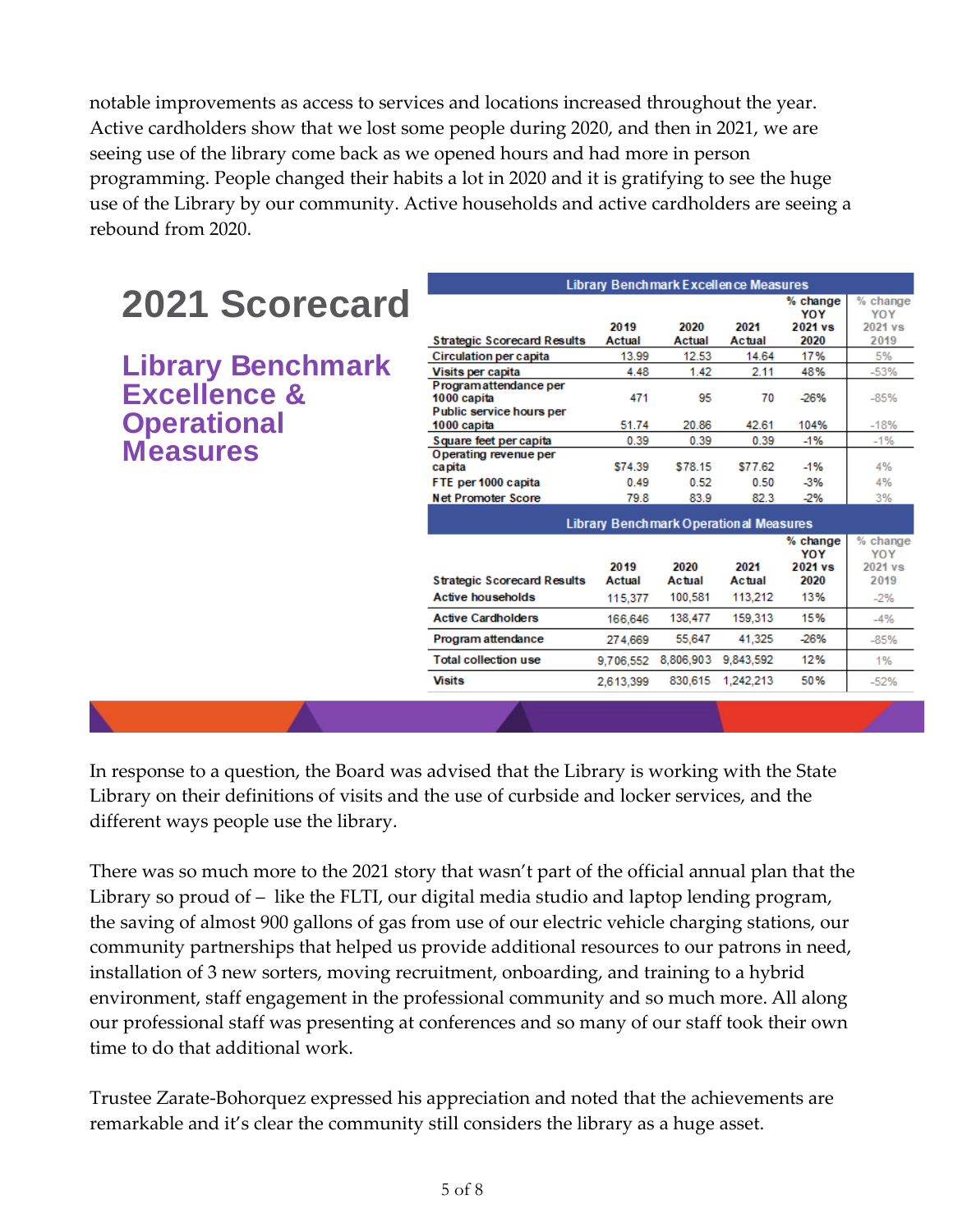notable improvements as access to services and locations increased throughout the year. Active cardholders show that we lost some people during 2020, and then in 2021, we are seeing use of the library come back as we opened hours and had more in person programming. People changed their habits a lot in 2020 and it is gratifying to see the huge use of the Library by our community. Active households and active cardholders are seeing a rebound from 2020.

## 2021 Scorecard

### Library Benchmark Excellence & Operational Measures

**Library Benchmark Excellence Measures**

| Strategic Scorecard Results | 2019 Actual | 2020 Actual | 2021 Actual | % change YOY 2021 vs 2020 | % change YOY 2021 vs 2019 |
|---|---|---|---|---|---|
| Circulation per capita | 13.99 | 12.53 | 14.64 | 17% | 5% |
| Visits per capita | 4.48 | 1.42 | 2.11 | 48% | -53% |
| Program attendance per 1000 capita | 471 | 95 | 70 | -26% | -85% |
| Public service hours per 1000 capita | 51.74 | 20.86 | 42.61 | 104% | -18% |
| Square feet per capita | 0.39 | 0.39 | 0.39 | -1% | -1% |
| Operating revenue per capita | $74.39 | $78.15 | $77.62 | -1% | 4% |
| FTE per 1000 capita | 0.49 | 0.52 | 0.50 | -3% | 4% |
| Net Promoter Score | 79.8 | 83.9 | 82.3 | -2% | 3% |

**Library Benchmark Operational Measures**

| Strategic Scorecard Results | 2019 Actual | 2020 Actual | 2021 Actual | % change YOY 2021 vs 2020 | % change YOY 2021 vs 2019 |
|---|---|---|---|---|---|
| Active households | 115,377 | 100,581 | 113,212 | 13% | -2% |
| Active Cardholders | 166,646 | 138,477 | 159,313 | 15% | -4% |
| Program attendance | 274,669 | 55,647 | 41,325 | -26% | -85% |
| Total collection use | 9,706,552 | 8,806,903 | 9,843,592 | 12% | 1% |
| Visits | 2,613,399 | 830,615 | 1,242,213 | 50% | -52% |

In response to a question, the Board was advised that the Library is working with the State Library on their definitions of visits and the use of curbside and locker services, and the different ways people use the library.

There was so much more to the 2021 story that wasn't part of the official annual plan that the Library so proud of – like the FLTI, our digital media studio and laptop lending program, the saving of almost 900 gallons of gas from use of our electric vehicle charging stations, our community partnerships that helped us provide additional resources to our patrons in need, installation of 3 new sorters, moving recruitment, onboarding, and training to a hybrid environment, staff engagement in the professional community and so much more. All along our professional staff was presenting at conferences and so many of our staff took their own time to do that additional work.

Trustee Zarate-Bohorquez expressed his appreciation and noted that the achievements are remarkable and it's clear the community still considers the library as a huge asset.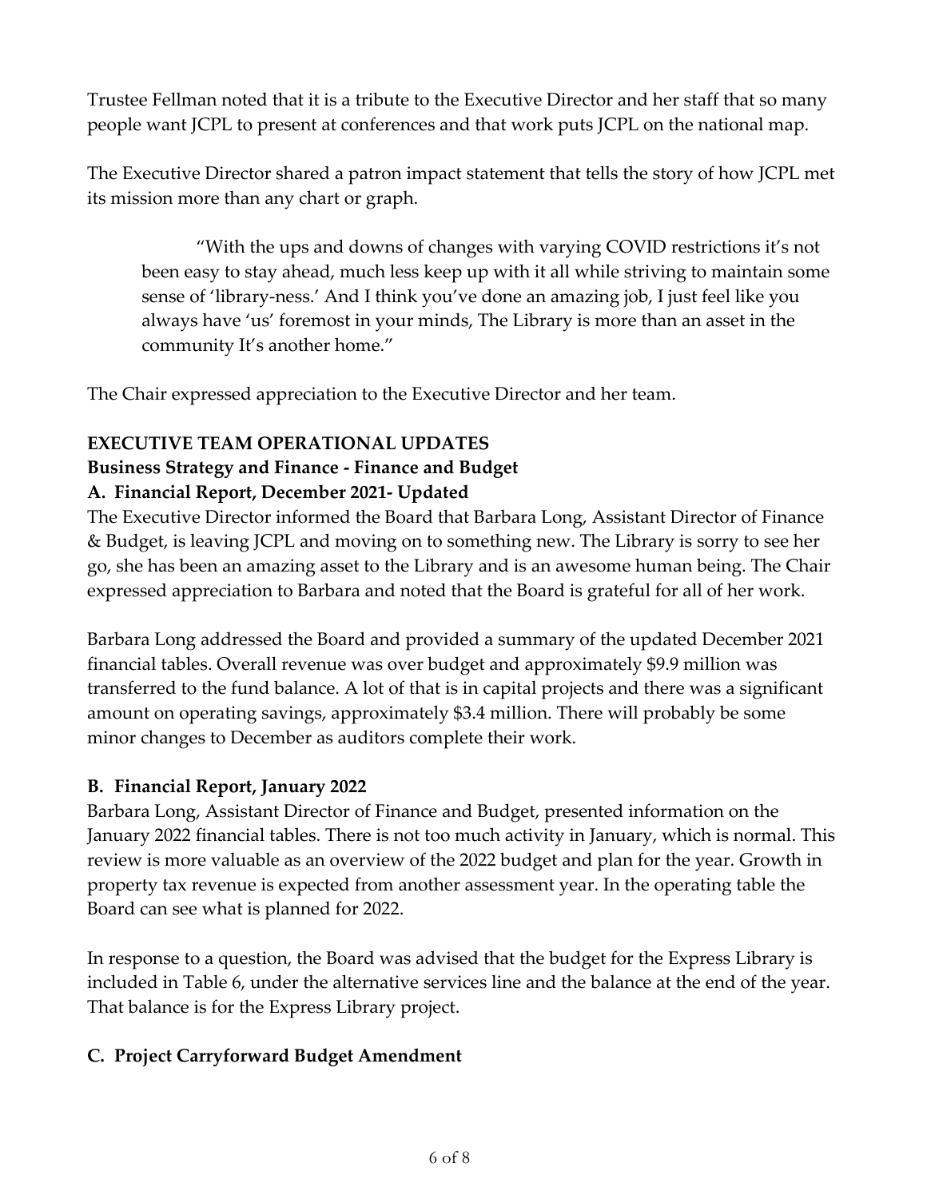Trustee Fellman noted that it is a tribute to the Executive Director and her staff that so many people want JCPL to present at conferences and that work puts JCPL on the national map.

The Executive Director shared a patron impact statement that tells the story of how JCPL met its mission more than any chart or graph.

> "With the ups and downs of changes with varying COVID restrictions it's not been easy to stay ahead, much less keep up with it all while striving to maintain some sense of 'library-ness.' And I think you've done an amazing job, I just feel like you always have 'us' foremost in your minds, The Library is more than an asset in the community It's another home."

The Chair expressed appreciation to the Executive Director and her team.

**EXECUTIVE TEAM OPERATIONAL UPDATES**

**Business Strategy and Finance - Finance and Budget**

**A. Financial Report, December 2021- Updated**

The Executive Director informed the Board that Barbara Long, Assistant Director of Finance & Budget, is leaving JCPL and moving on to something new. The Library is sorry to see her go, she has been an amazing asset to the Library and is an awesome human being. The Chair expressed appreciation to Barbara and noted that the Board is grateful for all of her work.

Barbara Long addressed the Board and provided a summary of the updated December 2021 financial tables. Overall revenue was over budget and approximately $9.9 million was transferred to the fund balance. A lot of that is in capital projects and there was a significant amount on operating savings, approximately $3.4 million. There will probably be some minor changes to December as auditors complete their work.

**B. Financial Report, January 2022**

Barbara Long, Assistant Director of Finance and Budget, presented information on the January 2022 financial tables. There is not too much activity in January, which is normal. This review is more valuable as an overview of the 2022 budget and plan for the year. Growth in property tax revenue is expected from another assessment year. In the operating table the Board can see what is planned for 2022.

In response to a question, the Board was advised that the budget for the Express Library is included in Table 6, under the alternative services line and the balance at the end of the year. That balance is for the Express Library project.

**C. Project Carryforward Budget Amendment**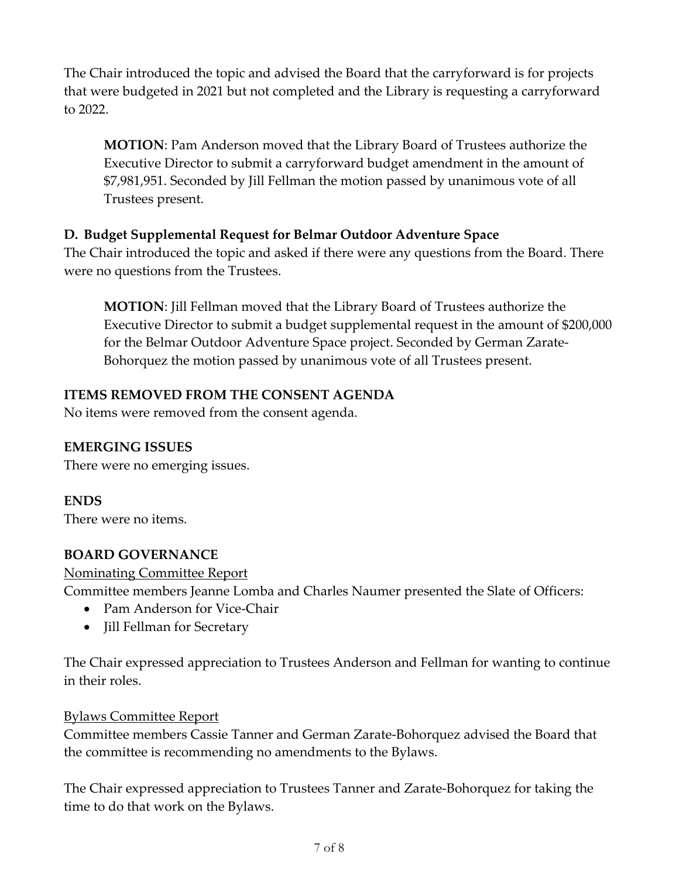The Chair introduced the topic and advised the Board that the carryforward is for projects that were budgeted in 2021 but not completed and the Library is requesting a carryforward to 2022.

> **MOTION**: Pam Anderson moved that the Library Board of Trustees authorize the Executive Director to submit a carryforward budget amendment in the amount of $7,981,951. Seconded by Jill Fellman the motion passed by unanimous vote of all Trustees present.

### D. Budget Supplemental Request for Belmar Outdoor Adventure Space

The Chair introduced the topic and asked if there were any questions from the Board. There were no questions from the Trustees.

> **MOTION**: Jill Fellman moved that the Library Board of Trustees authorize the Executive Director to submit a budget supplemental request in the amount of $200,000 for the Belmar Outdoor Adventure Space project. Seconded by German Zarate-Bohorquez the motion passed by unanimous vote of all Trustees present.

## ITEMS REMOVED FROM THE CONSENT AGENDA

No items were removed from the consent agenda.

## EMERGING ISSUES

There were no emerging issues.

## ENDS

There were no items.

## BOARD GOVERNANCE

<u>Nominating Committee Report</u>

Committee members Jeanne Lomba and Charles Naumer presented the Slate of Officers:

- Pam Anderson for Vice-Chair
- Jill Fellman for Secretary

The Chair expressed appreciation to Trustees Anderson and Fellman for wanting to continue in their roles.

<u>Bylaws Committee Report</u>

Committee members Cassie Tanner and German Zarate-Bohorquez advised the Board that the committee is recommending no amendments to the Bylaws.

The Chair expressed appreciation to Trustees Tanner and Zarate-Bohorquez for taking the time to do that work on the Bylaws.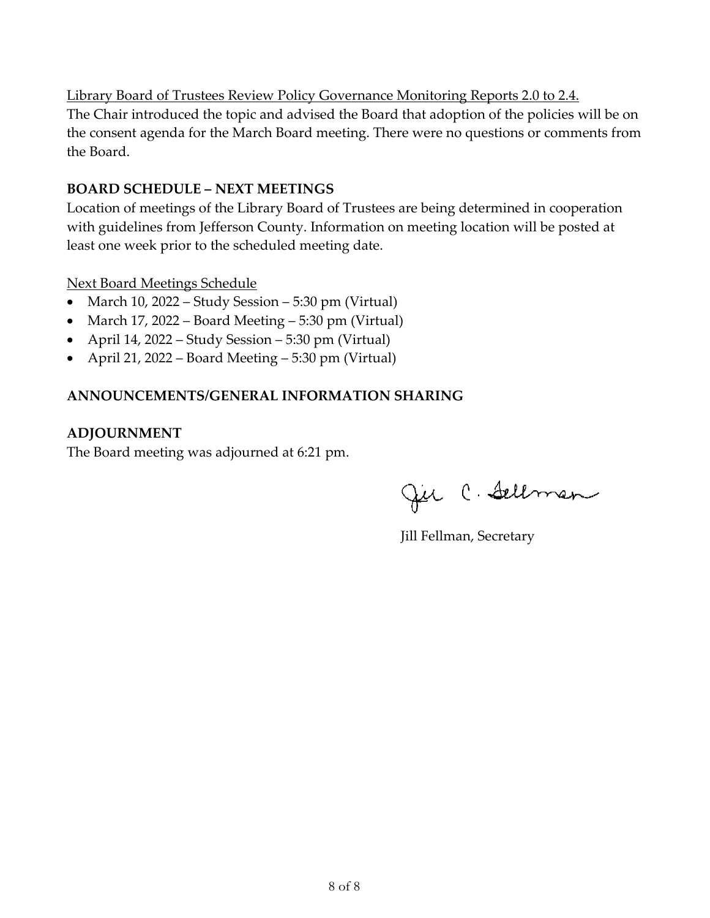Library Board of Trustees Review Policy Governance Monitoring Reports 2.0 to 2.4.

The Chair introduced the topic and advised the Board that adoption of the policies will be on the consent agenda for the March Board meeting. There were no questions or comments from the Board.

## BOARD SCHEDULE – NEXT MEETINGS

Location of meetings of the Library Board of Trustees are being determined in cooperation with guidelines from Jefferson County. Information on meeting location will be posted at least one week prior to the scheduled meeting date.

Next Board Meetings Schedule

- March 10, 2022 – Study Session – 5:30 pm (Virtual)
- March 17, 2022 – Board Meeting – 5:30 pm (Virtual)
- April 14, 2022 – Study Session – 5:30 pm (Virtual)
- April 21, 2022 – Board Meeting – 5:30 pm (Virtual)

## ANNOUNCEMENTS/GENERAL INFORMATION SHARING

## ADJOURNMENT

The Board meeting was adjourned at 6:21 pm.

Jill C. Fellman

Jill Fellman, Secretary